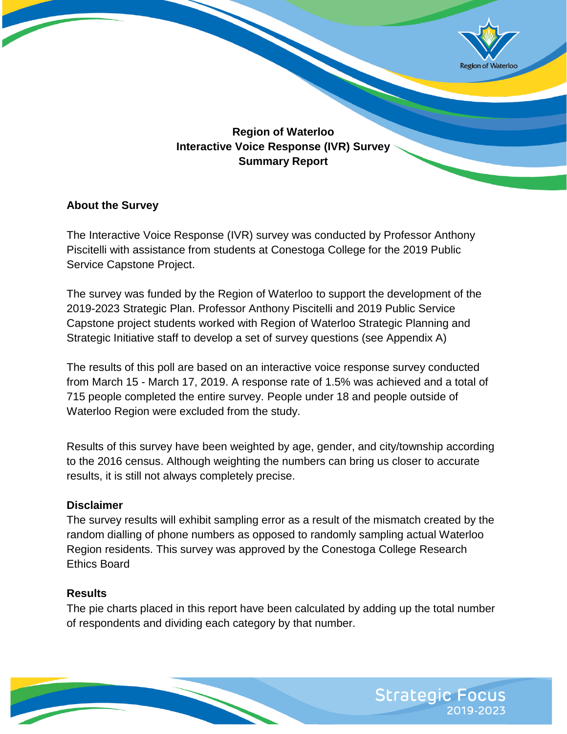# Region of Waterloo
# Interactive Voice Response (IVR) Survey
# Summary Report

## About the Survey

The Interactive Voice Response (IVR) survey was conducted by Professor Anthony Piscitelli with assistance from students at Conestoga College for the 2019 Public Service Capstone Project.

The survey was funded by the Region of Waterloo to support the development of the 2019-2023 Strategic Plan. Professor Anthony Piscitelli and 2019 Public Service Capstone project students worked with Region of Waterloo Strategic Planning and Strategic Initiative staff to develop a set of survey questions (see Appendix A)

The results of this poll are based on an interactive voice response survey conducted from March 15 - March 17, 2019. A response rate of 1.5% was achieved and a total of 715 people completed the entire survey. People under 18 and people outside of Waterloo Region were excluded from the study.

Results of this survey have been weighted by age, gender, and city/township according to the 2016 census. Although weighting the numbers can bring us closer to accurate results, it is still not always completely precise.

### Disclaimer

The survey results will exhibit sampling error as a result of the mismatch created by the random dialling of phone numbers as opposed to randomly sampling actual Waterloo Region residents. This survey was approved by the Conestoga College Research Ethics Board

### Results

The pie charts placed in this report have been calculated by adding up the total number of respondents and dividing each category by that number.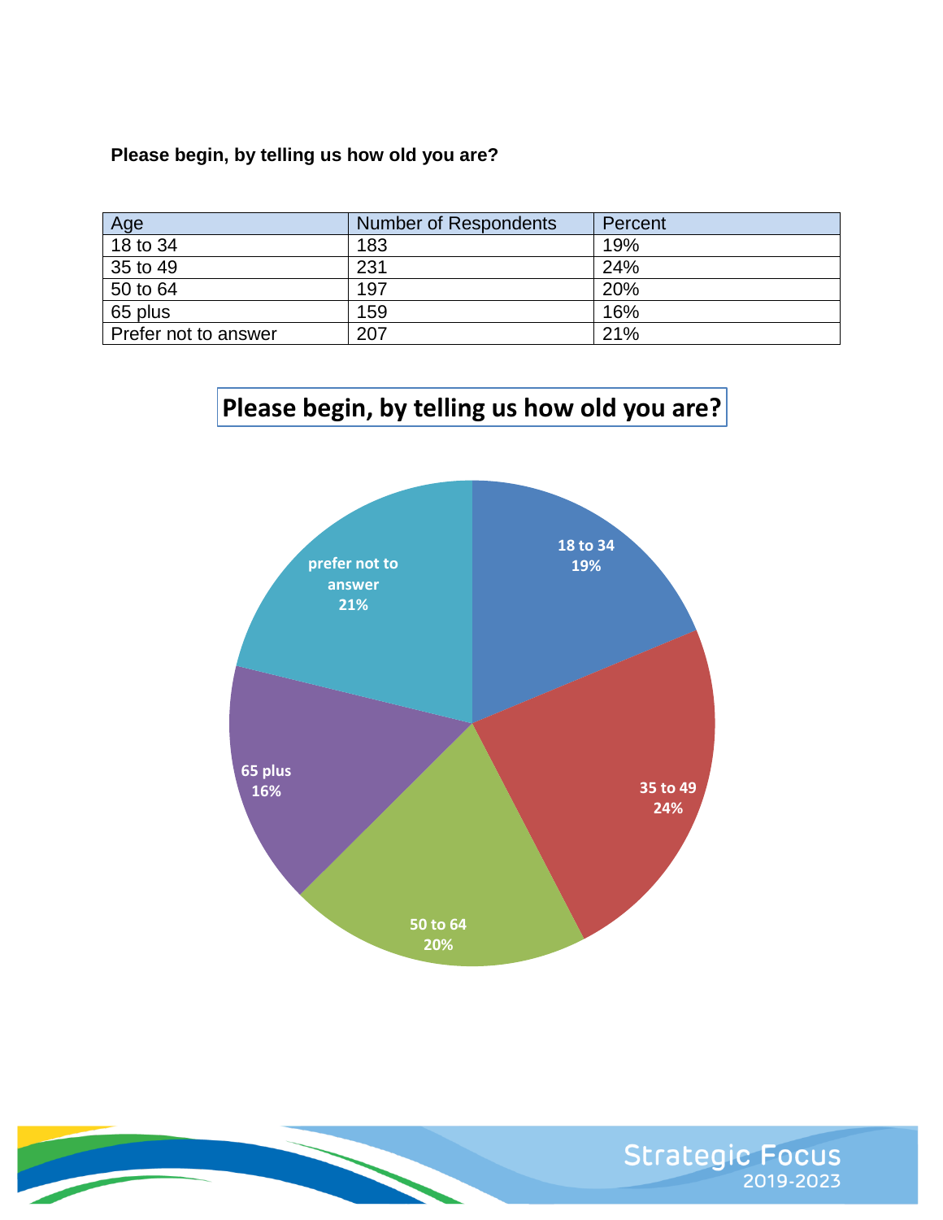**Please begin, by telling us how old you are?**

| Age | Number of Respondents | Percent |
|---|---|---|
| 18 to 34 | 183 | 19% |
| 35 to 49 | 231 | 24% |
| 50 to 64 | 197 | 20% |
| 65 plus | 159 | 16% |
| Prefer not to answer | 207 | 21% |

**Please begin, by telling us how old you are?**

18 to 34
19%

35 to 49
24%

50 to 64
20%

65 plus
16%

prefer not to answer
21%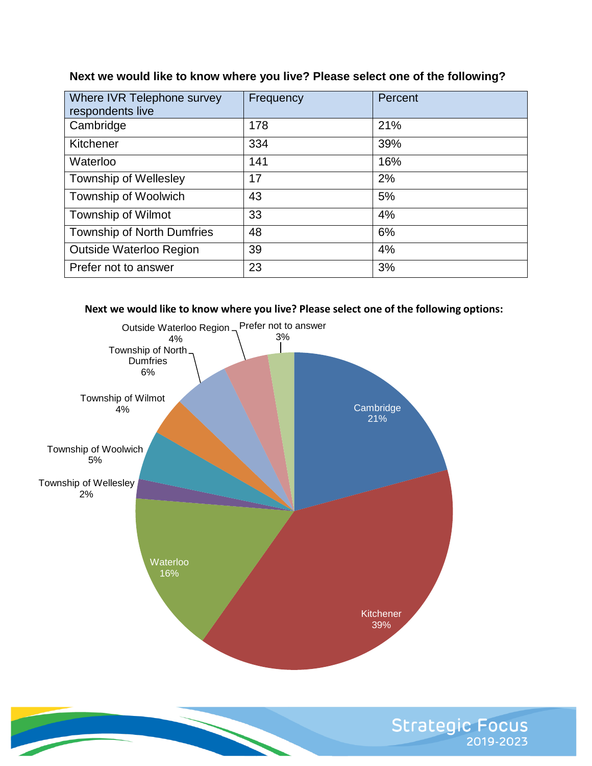**Next we would like to know where you live? Please select one of the following?**

| Where IVR Telephone survey respondents live | Frequency | Percent |
|---|---|---|
| Cambridge | 178 | 21% |
| Kitchener | 334 | 39% |
| Waterloo | 141 | 16% |
| Township of Wellesley | 17 | 2% |
| Township of Woolwich | 43 | 5% |
| Township of Wilmot | 33 | 4% |
| Township of North Dumfries | 48 | 6% |
| Outside Waterloo Region | 39 | 4% |
| Prefer not to answer | 23 | 3% |

**Next we would like to know where you live? Please select one of the following options:**

Cambridge 21%
Kitchener 39%
Waterloo 16%
Township of Wellesley 2%
Township of Woolwich 5%
Township of Wilmot 4%
Township of North Dumfries 6%
Outside Waterloo Region 4%
Prefer not to answer 3%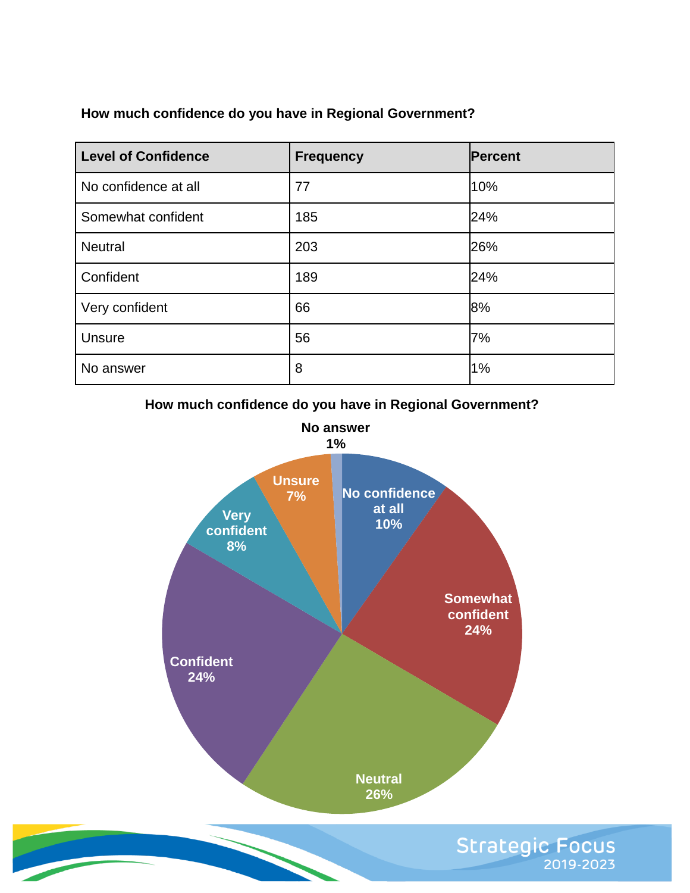**How much confidence do you have in Regional Government?**

| Level of Confidence | Frequency | Percent |
|---|---|---|
| No confidence at all | 77 | 10% |
| Somewhat confident | 185 | 24% |
| Neutral | 203 | 26% |
| Confident | 189 | 24% |
| Very confident | 66 | 8% |
| Unsure | 56 | 7% |
| No answer | 8 | 1% |

**How much confidence do you have in Regional Government?**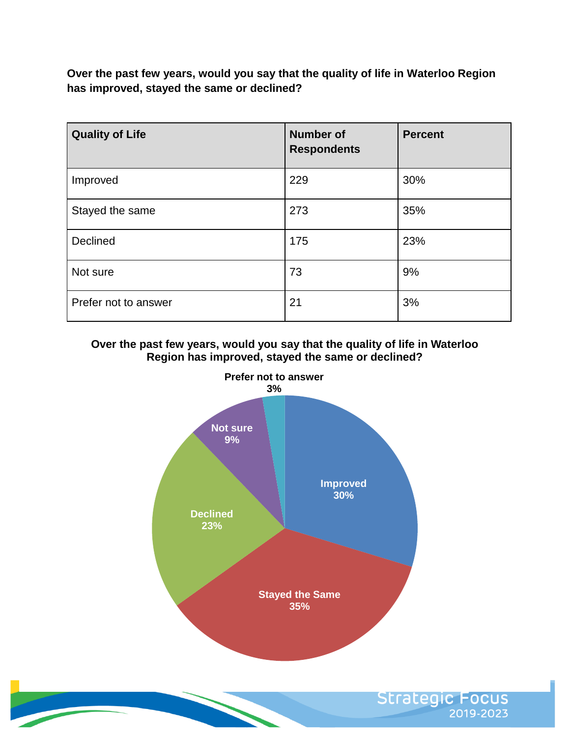**Over the past few years, would you say that the quality of life in Waterloo Region has improved, stayed the same or declined?**

| Quality of Life | Number of Respondents | Percent |
|---|---|---|
| Improved | 229 | 30% |
| Stayed the same | 273 | 35% |
| Declined | 175 | 23% |
| Not sure | 73 | 9% |
| Prefer not to answer | 21 | 3% |

**Over the past few years, would you say that the quality of life in Waterloo Region has improved, stayed the same or declined?**

- Improved: 30%
- Stayed the Same: 35%
- Declined: 23%
- Not sure: 9%
- Prefer not to answer: 3%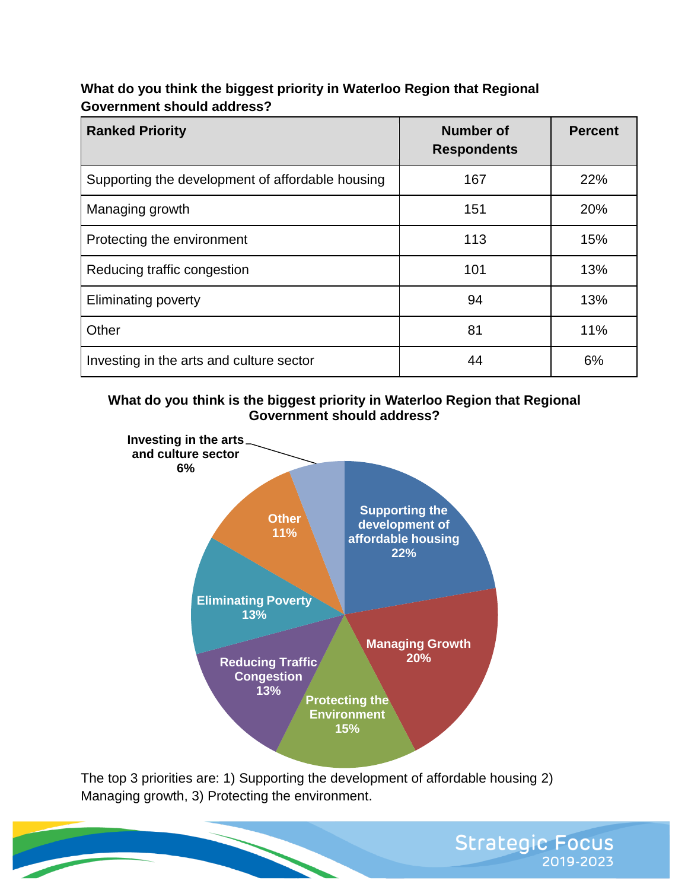**What do you think the biggest priority in Waterloo Region that Regional Government should address?**

| Ranked Priority | Number of Respondents | Percent |
|---|---|---|
| Supporting the development of affordable housing | 167 | 22% |
| Managing growth | 151 | 20% |
| Protecting the environment | 113 | 15% |
| Reducing traffic congestion | 101 | 13% |
| Eliminating poverty | 94 | 13% |
| Other | 81 | 11% |
| Investing in the arts and culture sector | 44 | 6% |

**What do you think is the biggest priority in Waterloo Region that Regional Government should address?**

- Supporting the development of affordable housing 22%
- Managing Growth 20%
- Protecting the Environment 15%
- Reducing Traffic Congestion 13%
- Eliminating Poverty 13%
- Other 11%
- Investing in the arts and culture sector 6%

The top 3 priorities are: 1) Supporting the development of affordable housing 2) Managing growth, 3) Protecting the environment.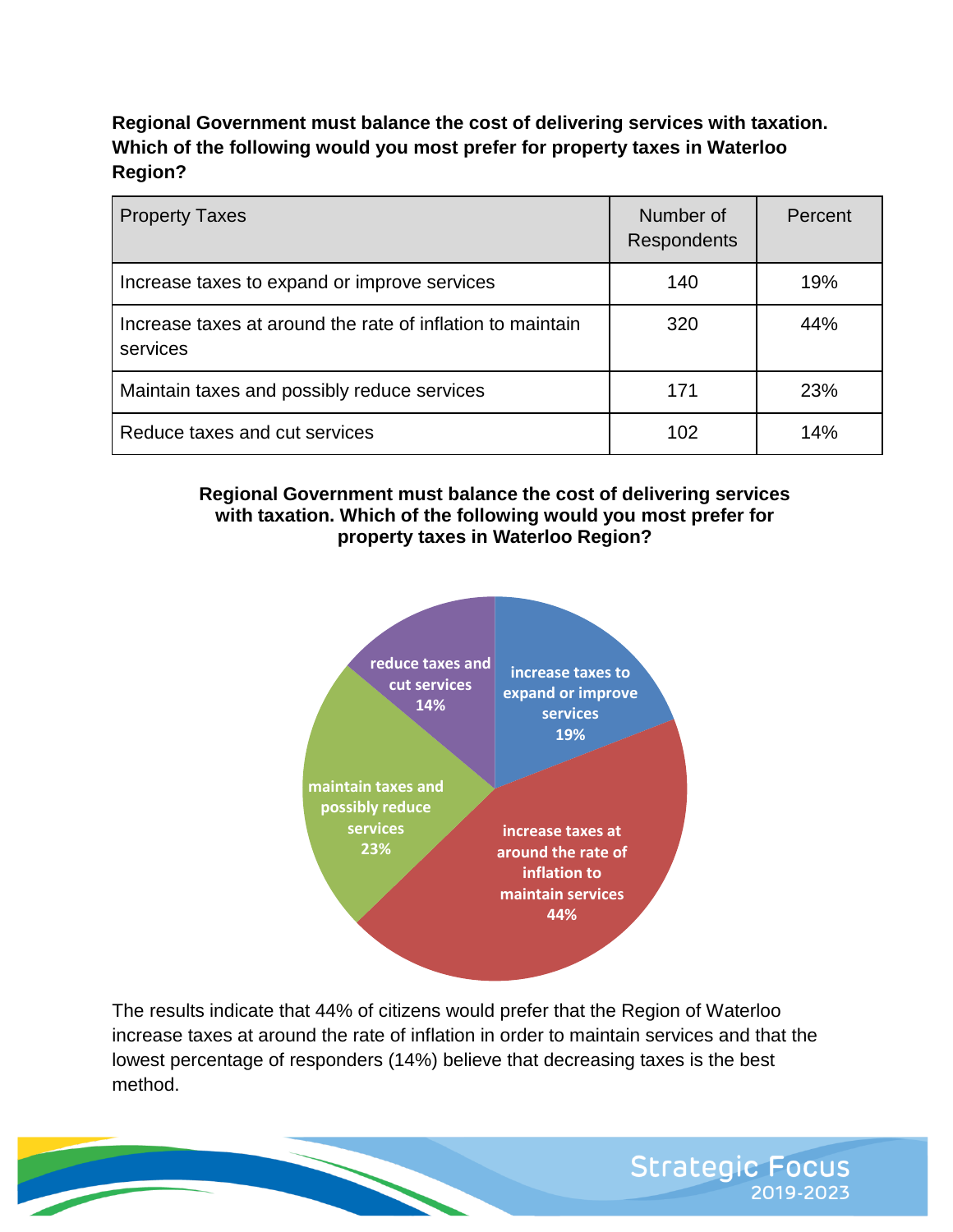**Regional Government must balance the cost of delivering services with taxation. Which of the following would you most prefer for property taxes in Waterloo Region?**

| Property Taxes | Number of Respondents | Percent |
|---|---|---|
| Increase taxes to expand or improve services | 140 | 19% |
| Increase taxes at around the rate of inflation to maintain services | 320 | 44% |
| Maintain taxes and possibly reduce services | 171 | 23% |
| Reduce taxes and cut services | 102 | 14% |

**Regional Government must balance the cost of delivering services with taxation. Which of the following would you most prefer for property taxes in Waterloo Region?**

The results indicate that 44% of citizens would prefer that the Region of Waterloo increase taxes at around the rate of inflation in order to maintain services and that the lowest percentage of responders (14%) believe that decreasing taxes is the best method.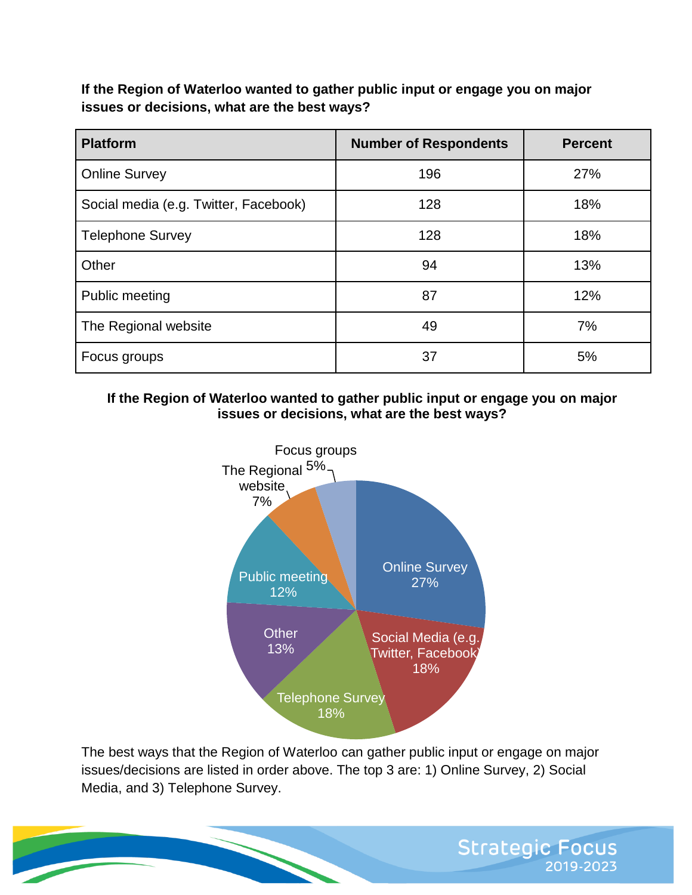**If the Region of Waterloo wanted to gather public input or engage you on major issues or decisions, what are the best ways?**

| Platform | Number of Respondents | Percent |
|---|---|---|
| Online Survey | 196 | 27% |
| Social media (e.g. Twitter, Facebook) | 128 | 18% |
| Telephone Survey | 128 | 18% |
| Other | 94 | 13% |
| Public meeting | 87 | 12% |
| The Regional website | 49 | 7% |
| Focus groups | 37 | 5% |

**If the Region of Waterloo wanted to gather public input or engage you on major issues or decisions, what are the best ways?**

The best ways that the Region of Waterloo can gather public input or engage on major issues/decisions are listed in order above. The top 3 are: 1) Online Survey, 2) Social Media, and 3) Telephone Survey.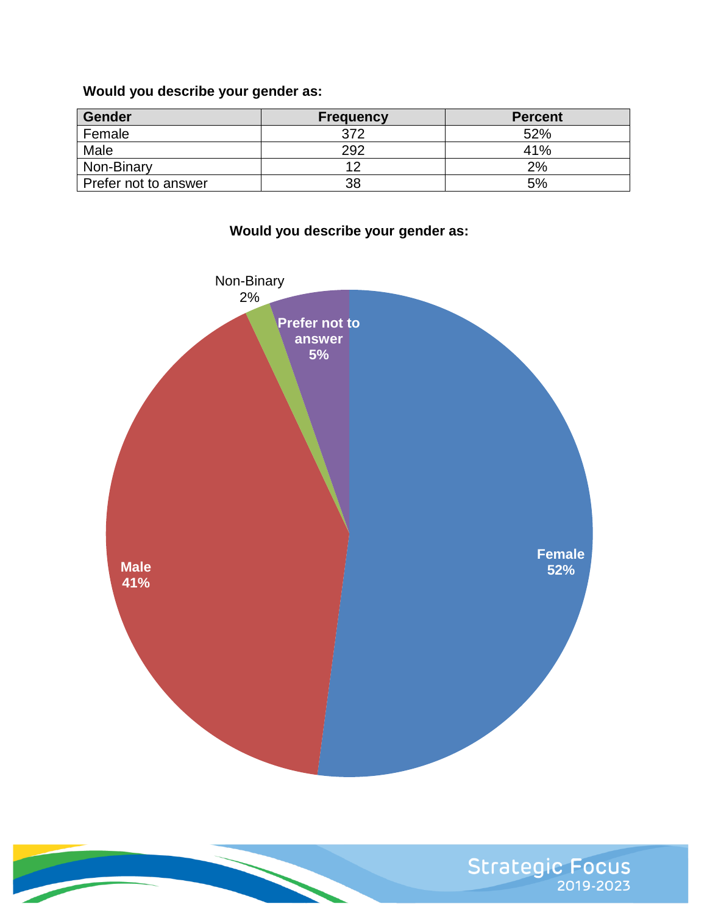**Would you describe your gender as:**

| Gender | Frequency | Percent |
| --- | --- | --- |
| Female | 372 | 52% |
| Male | 292 | 41% |
| Non-Binary | 12 | 2% |
| Prefer not to answer | 38 | 5% |

**Would you describe your gender as:**

Non-Binary 2%

Prefer not to answer 5%

Female 52%

Male 41%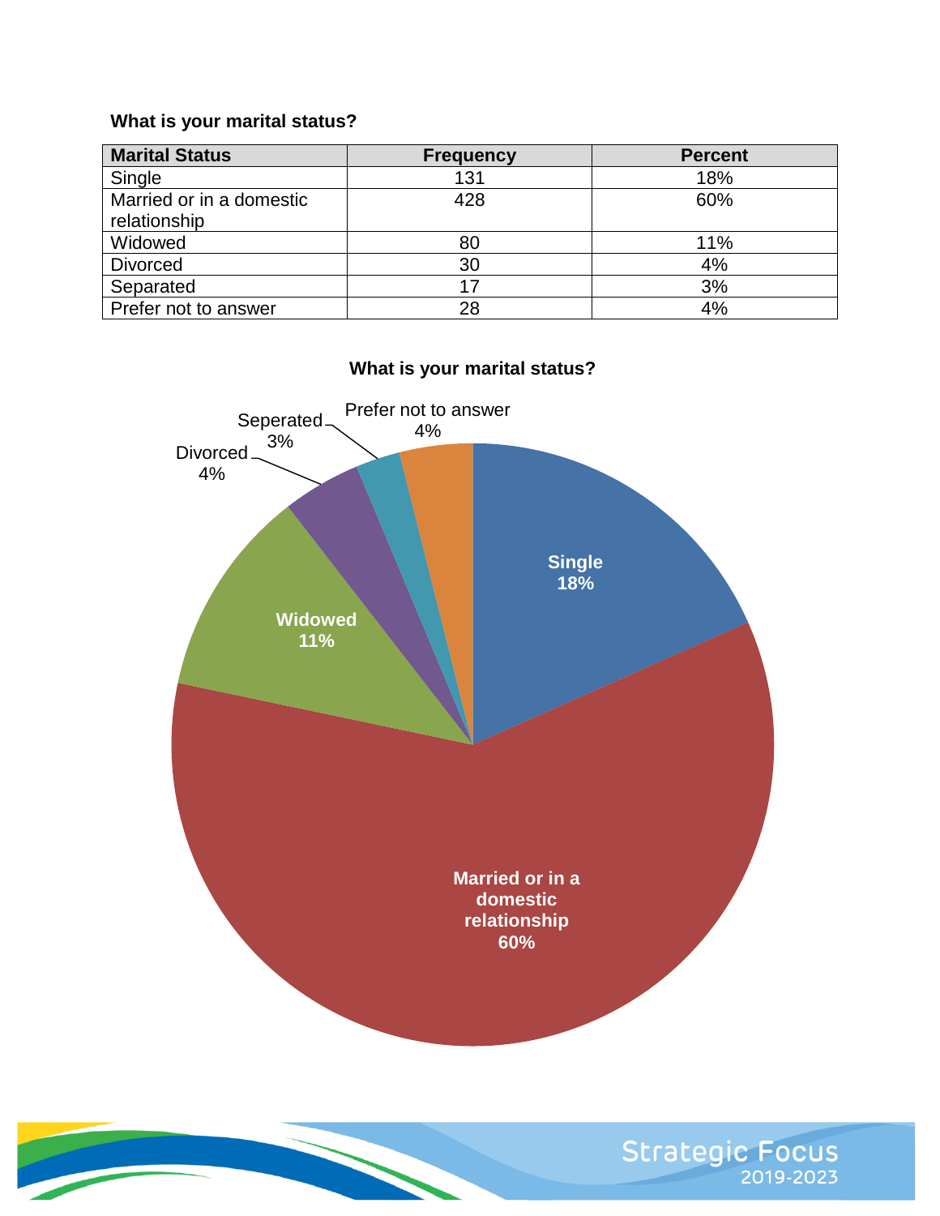**What is your marital status?**

| Marital Status | Frequency | Percent |
|---|---|---|
| Single | 131 | 18% |
| Married or in a domestic relationship | 428 | 60% |
| Widowed | 80 | 11% |
| Divorced | 30 | 4% |
| Separated | 17 | 3% |
| Prefer not to answer | 28 | 4% |

**What is your marital status?**

Single 18%
Married or in a domestic relationship 60%
Widowed 11%
Divorced 4%
Seperated 3%
Prefer not to answer 4%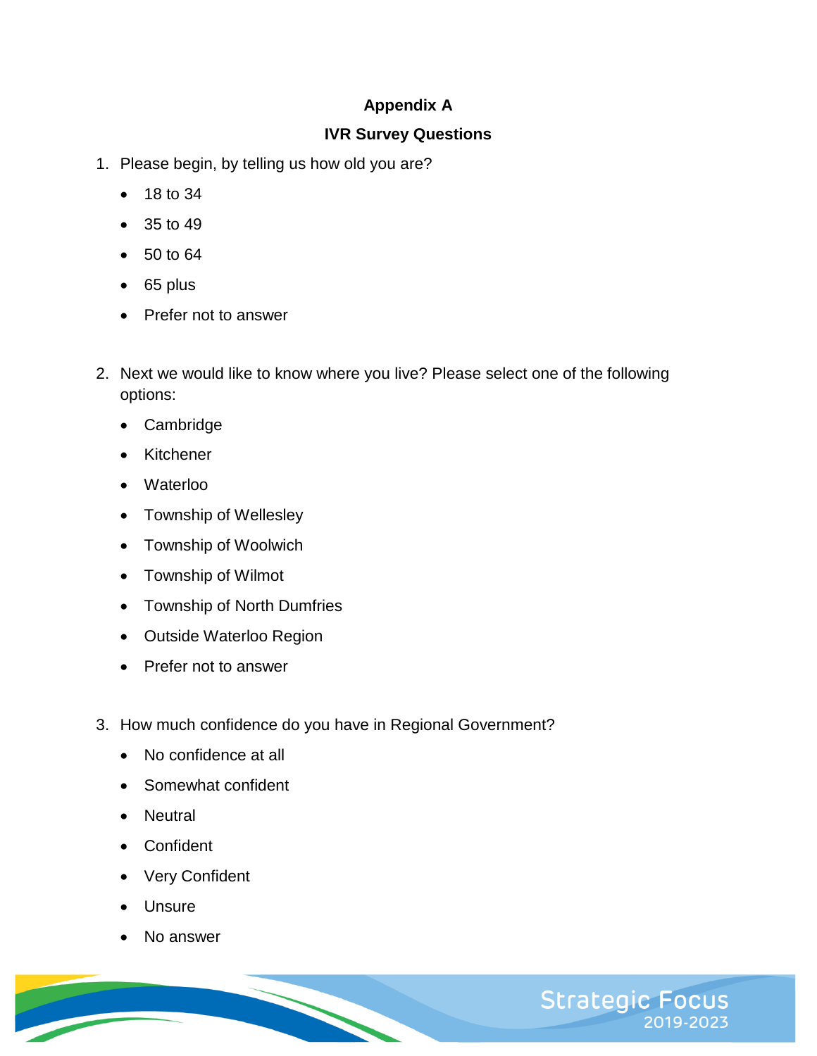**Appendix A**

**IVR Survey Questions**

1. Please begin, by telling us how old you are?
    - 18 to 34
    - 35 to 49
    - 50 to 64
    - 65 plus
    - Prefer not to answer

2. Next we would like to know where you live? Please select one of the following options:
    - Cambridge
    - Kitchener
    - Waterloo
    - Township of Wellesley
    - Township of Woolwich
    - Township of Wilmot
    - Township of North Dumfries
    - Outside Waterloo Region
    - Prefer not to answer

3. How much confidence do you have in Regional Government?
    - No confidence at all
    - Somewhat confident
    - Neutral
    - Confident
    - Very Confident
    - Unsure
    - No answer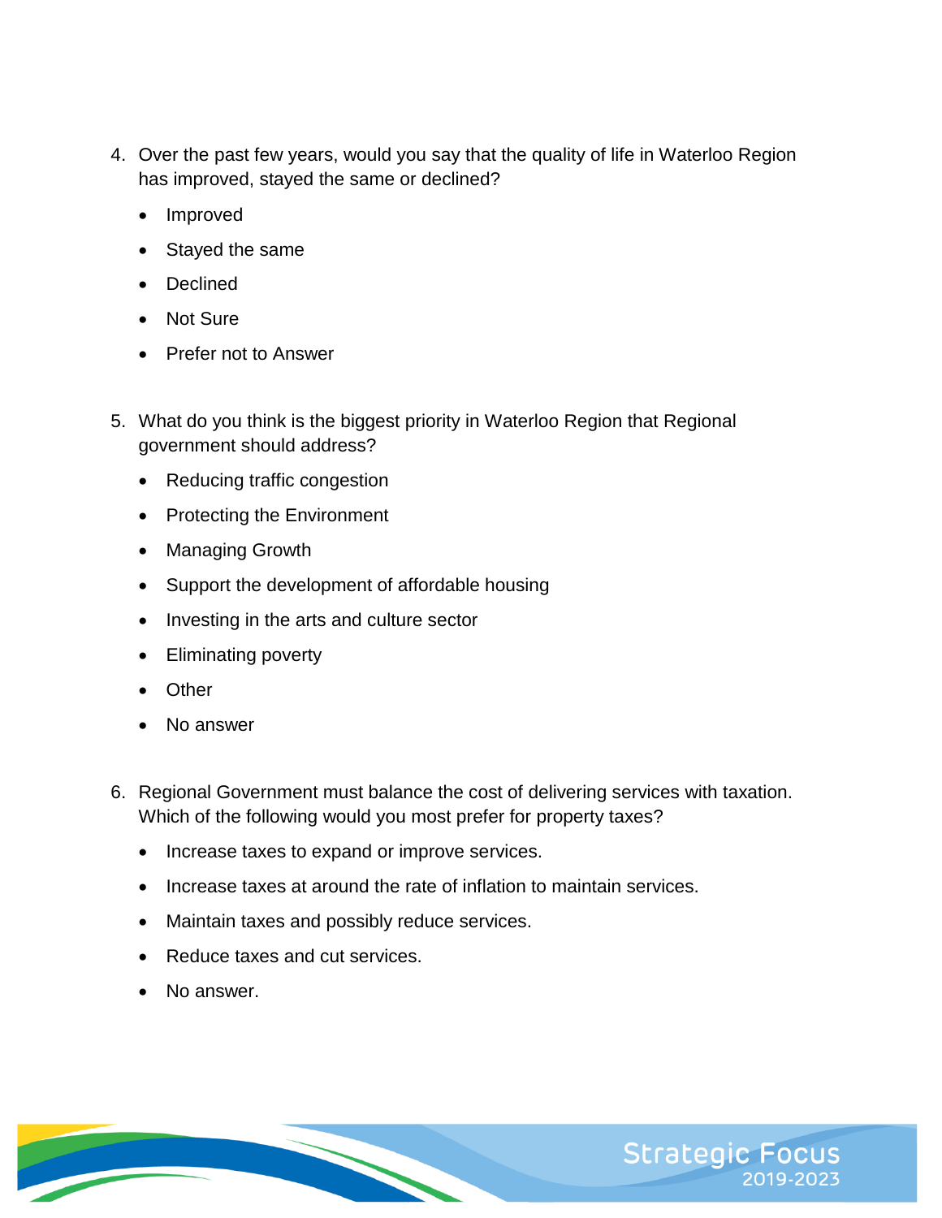4. Over the past few years, would you say that the quality of life in Waterloo Region has improved, stayed the same or declined?
    - Improved
    - Stayed the same
    - Declined
    - Not Sure
    - Prefer not to Answer

5. What do you think is the biggest priority in Waterloo Region that Regional government should address?
    - Reducing traffic congestion
    - Protecting the Environment
    - Managing Growth
    - Support the development of affordable housing
    - Investing in the arts and culture sector
    - Eliminating poverty
    - Other
    - No answer

6. Regional Government must balance the cost of delivering services with taxation. Which of the following would you most prefer for property taxes?
    - Increase taxes to expand or improve services.
    - Increase taxes at around the rate of inflation to maintain services.
    - Maintain taxes and possibly reduce services.
    - Reduce taxes and cut services.
    - No answer.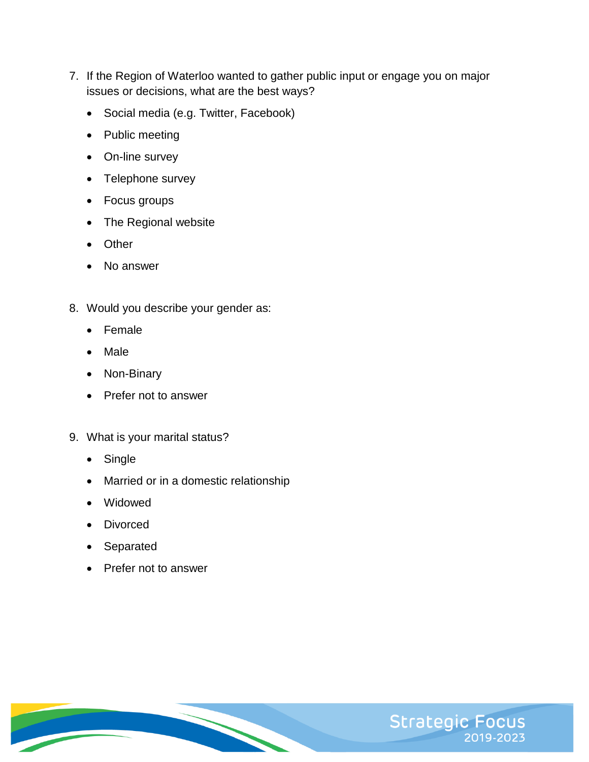7. If the Region of Waterloo wanted to gather public input or engage you on major issues or decisions, what are the best ways?
   - Social media (e.g. Twitter, Facebook)
   - Public meeting
   - On-line survey
   - Telephone survey
   - Focus groups
   - The Regional website
   - Other
   - No answer

8. Would you describe your gender as:
   - Female
   - Male
   - Non-Binary
   - Prefer not to answer

9. What is your marital status?
   - Single
   - Married or in a domestic relationship
   - Widowed
   - Divorced
   - Separated
   - Prefer not to answer